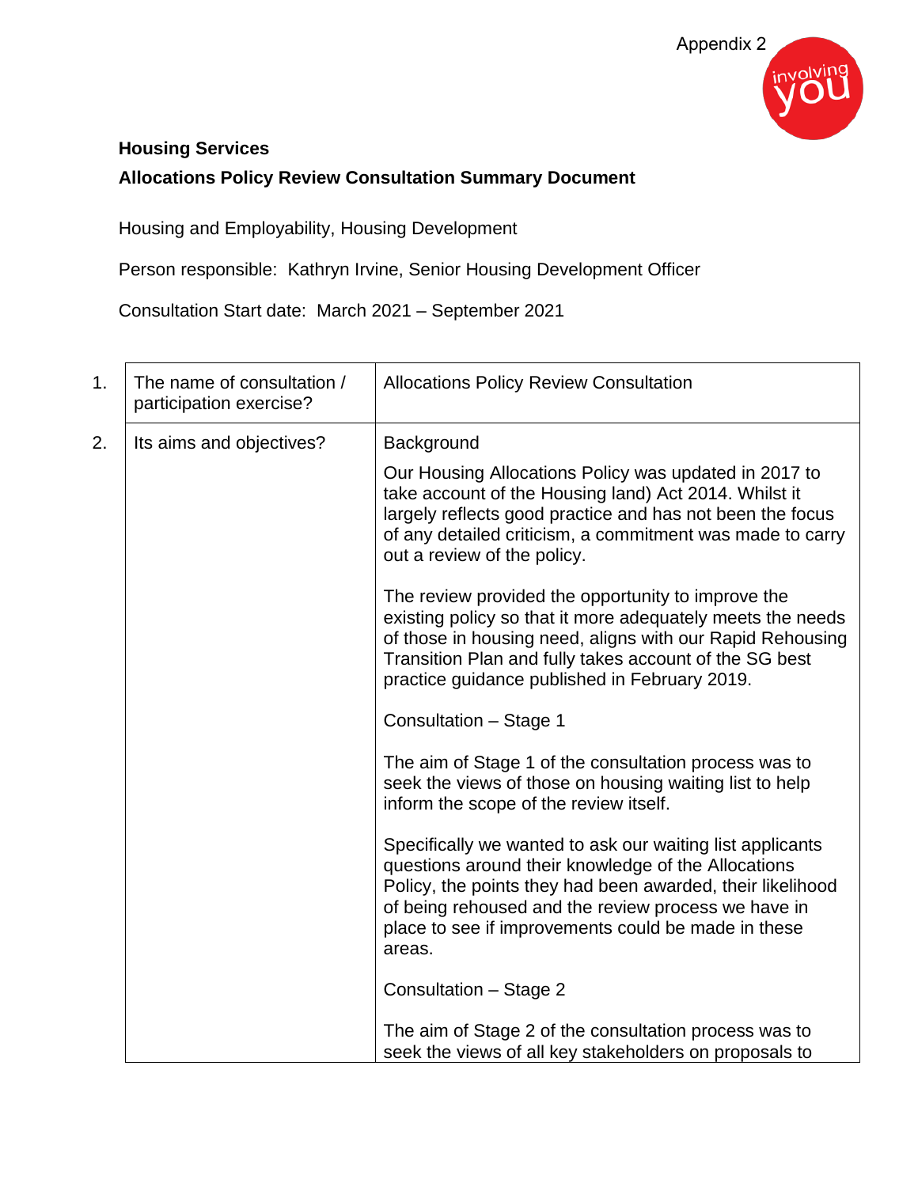Appendix 2

**Housing Services**

**Allocations Policy Review Consultation Summary Document**

Housing and Employability, Housing Development

Person responsible: Kathryn Irvine, Senior Housing Development Officer

Consultation Start date: March 2021 – September 2021

| | | |
|---|---|---|
| 1. | The name of consultation / participation exercise? | Allocations Policy Review Consultation |
| 2. | Its aims and objectives? | Background<br><br>Our Housing Allocations Policy was updated in 2017 to take account of the Housing land) Act 2014. Whilst it largely reflects good practice and has not been the focus of any detailed criticism, a commitment was made to carry out a review of the policy.<br><br>The review provided the opportunity to improve the existing policy so that it more adequately meets the needs of those in housing need, aligns with our Rapid Rehousing Transition Plan and fully takes account of the SG best practice guidance published in February 2019.<br><br>Consultation – Stage 1<br><br>The aim of Stage 1 of the consultation process was to seek the views of those on housing waiting list to help inform the scope of the review itself.<br><br>Specifically we wanted to ask our waiting list applicants questions around their knowledge of the Allocations Policy, the points they had been awarded, their likelihood of being rehoused and the review process we have in place to see if improvements could be made in these areas.<br><br>Consultation – Stage 2<br><br>The aim of Stage 2 of the consultation process was to seek the views of all key stakeholders on proposals to |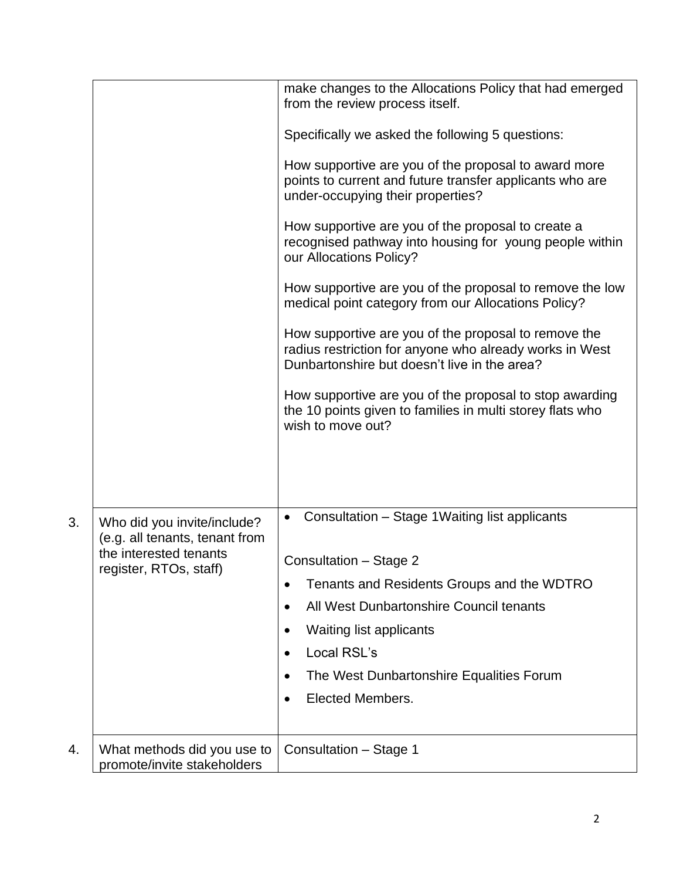| | | |
|---|---|---|
| | | make changes to the Allocations Policy that had emerged from the review process itself.<br><br>Specifically we asked the following 5 questions:<br><br>How supportive are you of the proposal to award more points to current and future transfer applicants who are under-occupying their properties?<br><br>How supportive are you of the proposal to create a recognised pathway into housing for young people within our Allocations Policy?<br><br>How supportive are you of the proposal to remove the low medical point category from our Allocations Policy?<br><br>How supportive are you of the proposal to remove the radius restriction for anyone who already works in West Dunbartonshire but doesn't live in the area?<br><br>How supportive are you of the proposal to stop awarding the 10 points given to families in multi storey flats who wish to move out? |
| 3. | Who did you invite/include? (e.g. all tenants, tenant from the interested tenants register, RTOs, staff) | • Consultation – Stage 1Waiting list applicants<br><br>Consultation – Stage 2<br>• Tenants and Residents Groups and the WDTRO<br>• All West Dunbartonshire Council tenants<br>• Waiting list applicants<br>• Local RSL's<br>• The West Dunbartonshire Equalities Forum<br>• Elected Members. |
| 4. | What methods did you use to promote/invite stakeholders | Consultation – Stage 1 |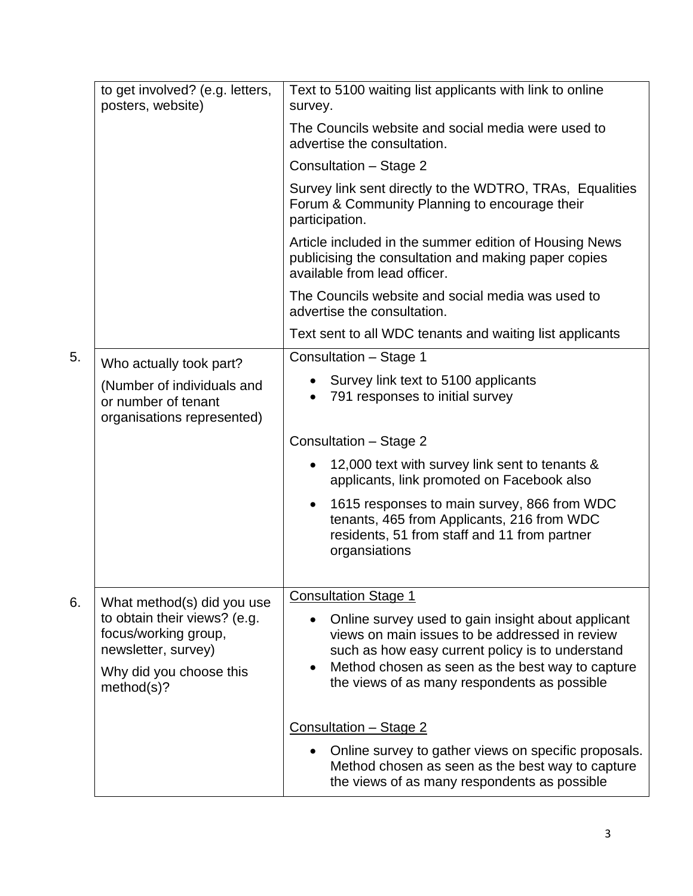|  | to get involved? (e.g. letters, posters, website) | Text to 5100 waiting list applicants with link to online survey.<br><br>The Councils website and social media were used to advertise the consultation.<br><br>Consultation – Stage 2<br><br>Survey link sent directly to the WDTRO, TRAs, Equalities Forum & Community Planning to encourage their participation.<br><br>Article included in the summer edition of Housing News publicising the consultation and making paper copies available from lead officer.<br><br>The Councils website and social media was used to advertise the consultation.<br><br>Text sent to all WDC tenants and waiting list applicants |
|---|---|---|
| 5. | Who actually took part?<br><br>(Number of individuals and or number of tenant organisations represented) | Consultation – Stage 1<br><br>• Survey link text to 5100 applicants<br>• 791 responses to initial survey<br><br>Consultation – Stage 2<br><br>• 12,000 text with survey link sent to tenants & applicants, link promoted on Facebook also<br>• 1615 responses to main survey, 866 from WDC tenants, 465 from Applicants, 216 from WDC residents, 51 from staff and 11 from partner organsiations |
| 6. | What method(s) did you use to obtain their views? (e.g. focus/working group, newsletter, survey)<br><br>Why did you choose this method(s)? | <u>Consultation Stage 1</u><br><br>• Online survey used to gain insight about applicant views on main issues to be addressed in review such as how easy current policy is to understand<br>• Method chosen as seen as the best way to capture the views of as many respondents as possible<br><br><u>Consultation – Stage 2</u><br><br>• Online survey to gather views on specific proposals. Method chosen as seen as the best way to capture the views of as many respondents as possible |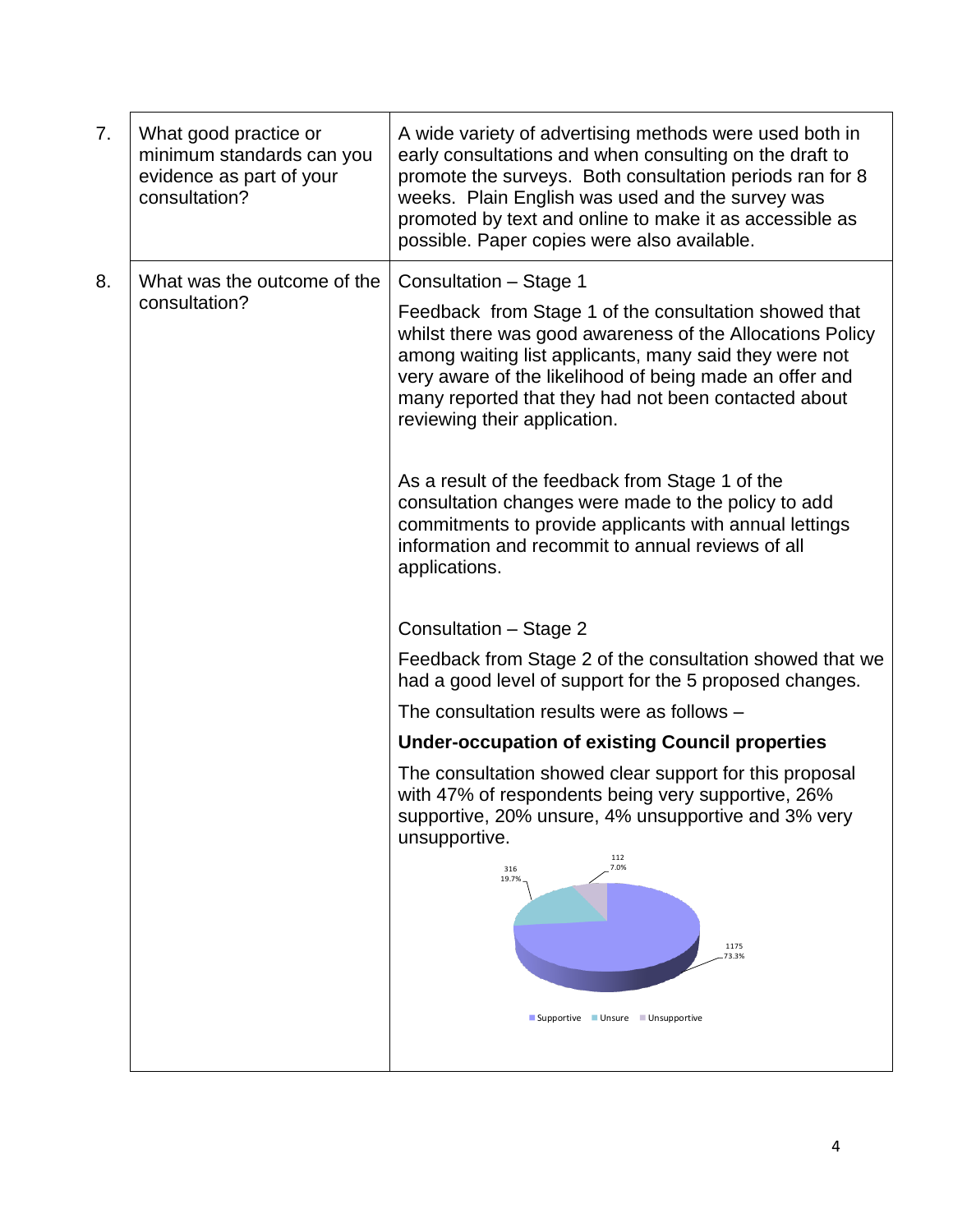| 7. | What good practice or minimum standards can you evidence as part of your consultation? | A wide variety of advertising methods were used both in early consultations and when consulting on the draft to promote the surveys. Both consultation periods ran for 8 weeks. Plain English was used and the survey was promoted by text and online to make it as accessible as possible. Paper copies were also available. |
|---|---|---|
| 8. | What was the outcome of the consultation? | Consultation – Stage 1<br><br>Feedback from Stage 1 of the consultation showed that whilst there was good awareness of the Allocations Policy among waiting list applicants, many said they were not very aware of the likelihood of being made an offer and many reported that they had not been contacted about reviewing their application.<br><br>As a result of the feedback from Stage 1 of the consultation changes were made to the policy to add commitments to provide applicants with annual lettings information and recommit to annual reviews of all applications.<br><br>Consultation – Stage 2<br><br>Feedback from Stage 2 of the consultation showed that we had a good level of support for the 5 proposed changes.<br><br>The consultation results were as follows –<br><br>**Under-occupation of existing Council properties**<br><br>The consultation showed clear support for this proposal with 47% of respondents being very supportive, 26% supportive, 20% unsure, 4% unsupportive and 3% very unsupportive.<br><br>Supportive: 1175 (73.3%); Unsure: 316 (19.7%); Unsupportive: 112 (7.0%) |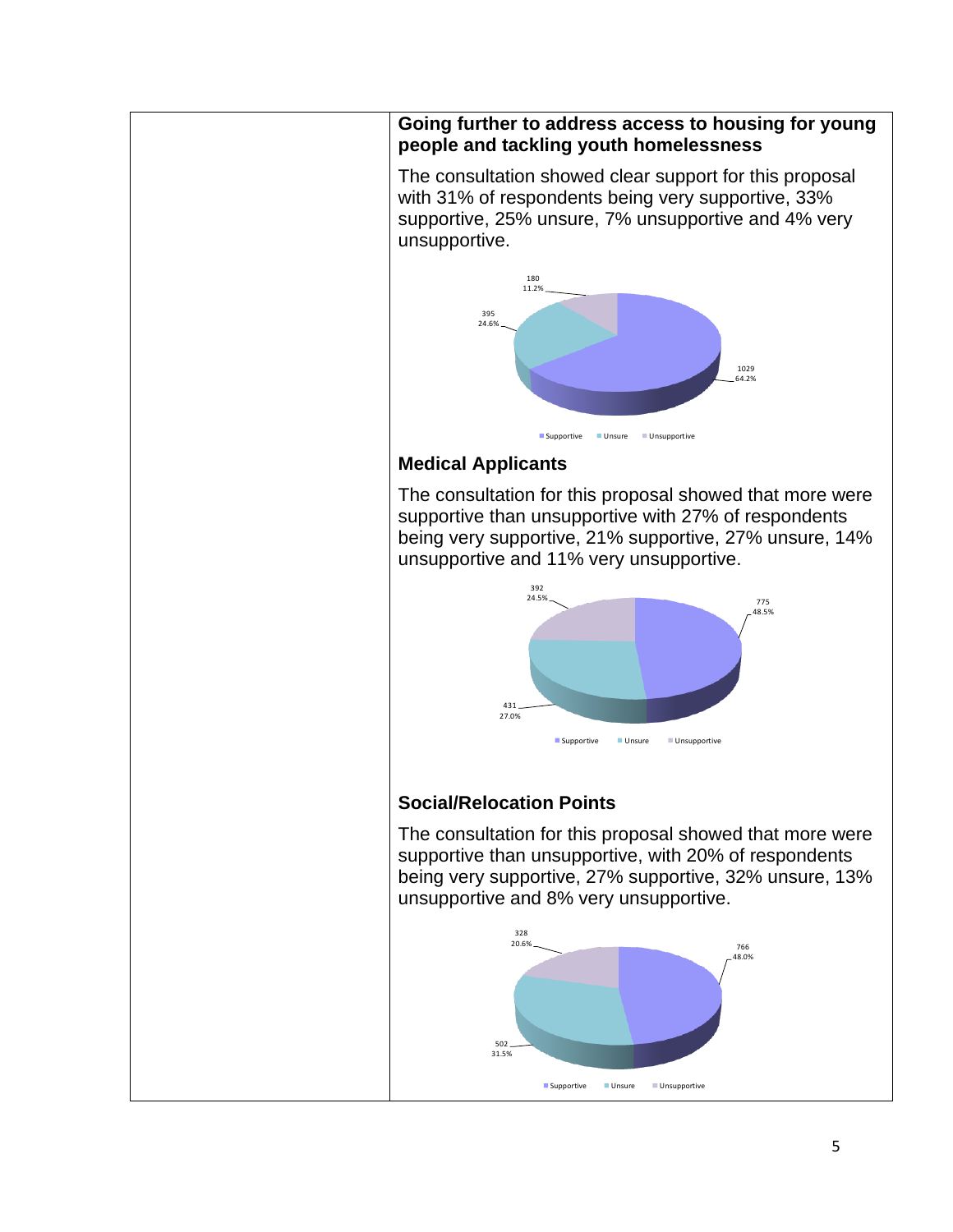**Going further to address access to housing for young people and tackling youth homelessness**

The consultation showed clear support for this proposal with 31% of respondents being very supportive, 33% supportive, 25% unsure, 7% unsupportive and 4% very unsupportive.

| Response | Count | Percentage |
| --- | --- | --- |
| Supportive | 1029 | 64.2% |
| Unsure | 395 | 24.6% |
| Unsupportive | 180 | 11.2% |

**Medical Applicants**

The consultation for this proposal showed that more were supportive than unsupportive with 27% of respondents being very supportive, 21% supportive, 27% unsure, 14% unsupportive and 11% very unsupportive.

| Response | Count | Percentage |
| --- | --- | --- |
| Supportive | 775 | 48.5% |
| Unsure | 431 | 27.0% |
| Unsupportive | 392 | 24.5% |

**Social/Relocation Points**

The consultation for this proposal showed that more were supportive than unsupportive, with 20% of respondents being very supportive, 27% supportive, 32% unsure, 13% unsupportive and 8% very unsupportive.

| Response | Count | Percentage |
| --- | --- | --- |
| Supportive | 766 | 48.0% |
| Unsure | 502 | 31.5% |
| Unsupportive | 328 | 20.6% |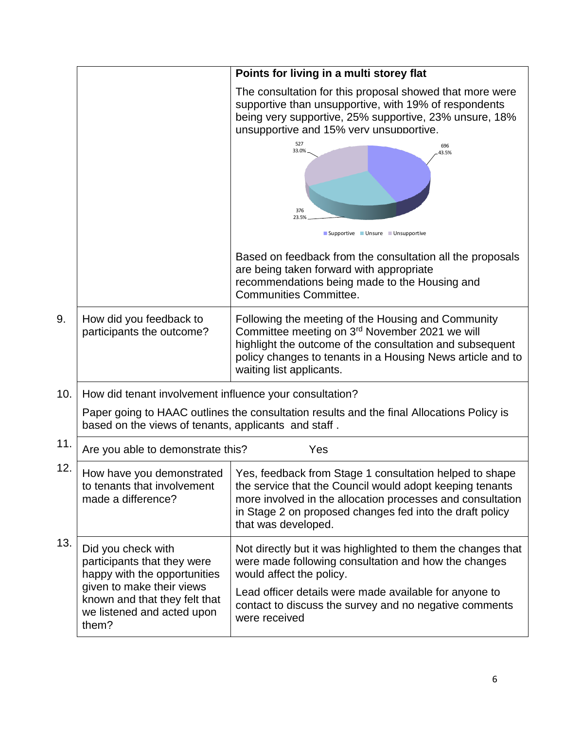| | | |
|---|---|---|
| | | **Points for living in a multi storey flat**<br><br>The consultation for this proposal showed that more were supportive than unsupportive, with 19% of respondents being very supportive, 25% supportive, 23% unsure, 18% unsupportive and 15% very unsupportive.<br><br>527 33.0% / 696 43.5% / 376 23.5%<br>Supportive / Unsure / Unsupportive<br><br>Based on feedback from the consultation all the proposals are being taken forward with appropriate recommendations being made to the Housing and Communities Committee. |
| 9. | How did you feedback to participants the outcome? | Following the meeting of the Housing and Community Committee meeting on 3rd November 2021 we will highlight the outcome of the consultation and subsequent policy changes to tenants in a Housing News article and to waiting list applicants. |
| 10. | How did tenant involvement influence your consultation?<br><br>Paper going to HAAC outlines the consultation results and the final Allocations Policy is based on the views of tenants, applicants and staff . | |
| 11. | Are you able to demonstrate this? | Yes |
| 12. | How have you demonstrated to tenants that involvement made a difference? | Yes, feedback from Stage 1 consultation helped to shape the service that the Council would adopt keeping tenants more involved in the allocation processes and consultation in Stage 2 on proposed changes fed into the draft policy that was developed. |
| 13. | Did you check with participants that they were happy with the opportunities given to make their views known and that they felt that we listened and acted upon them? | Not directly but it was highlighted to them the changes that were made following consultation and how the changes would affect the policy.<br><br>Lead officer details were made available for anyone to contact to discuss the survey and no negative comments were received |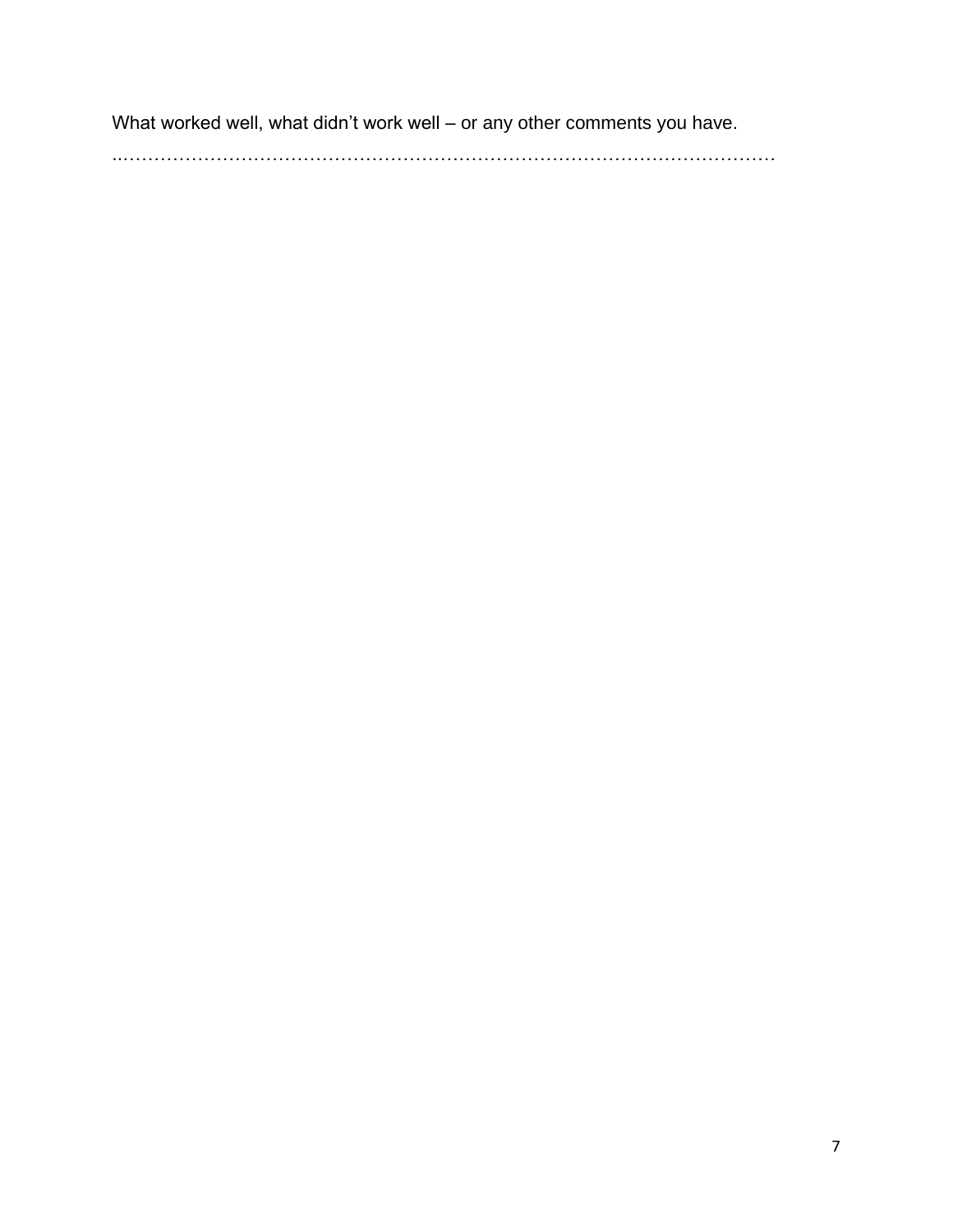What worked well, what didn't work well – or any other comments you have.

..…………………………………………………………………………………………